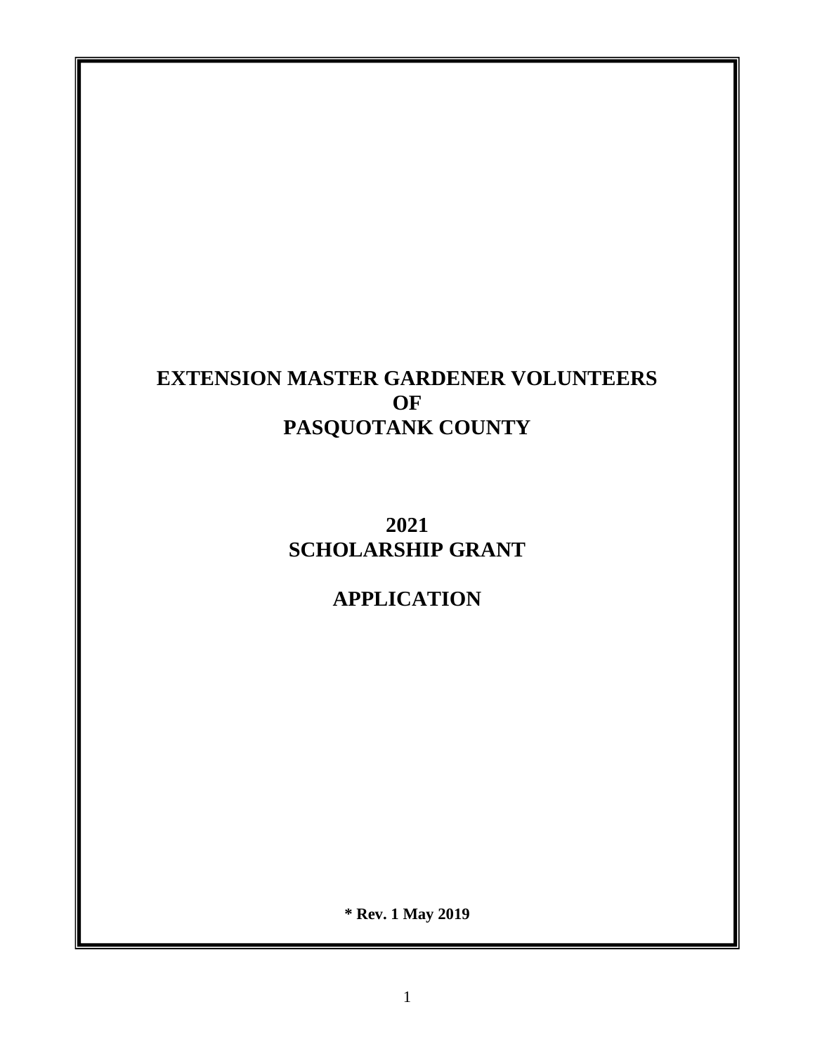# EXTENSION MASTER GARDENER VOLUNTEERS OF PASQUOTANK COUNTY

## 2021 SCHOLARSHIP GRANT

## APPLICATION

**\* Rev. 1 May 2019**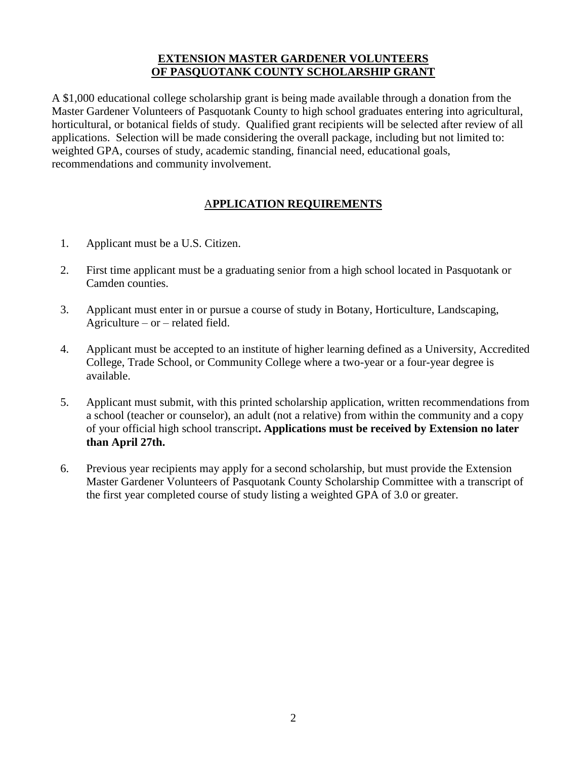# EXTENSION MASTER GARDENER VOLUNTEERS OF PASQUOTANK COUNTY SCHOLARSHIP GRANT

A $1,000 educational college scholarship grant is being made available through a donation from the Master Gardener Volunteers of Pasquotank County to high school graduates entering into agricultural, horticultural, or botanical fields of study. Qualified grant recipients will be selected after review of all applications. Selection will be made considering the overall package, including but not limited to: weighted GPA, courses of study, academic standing, financial need, educational goals, recommendations and community involvement.

## APPLICATION REQUIREMENTS

1. Applicant must be a U.S. Citizen.
2. First time applicant must be a graduating senior from a high school located in Pasquotank or Camden counties.
3. Applicant must enter in or pursue a course of study in Botany, Horticulture, Landscaping, Agriculture – or – related field.
4. Applicant must be accepted to an institute of higher learning defined as a University, Accredited College, Trade School, or Community College where a two-year or a four-year degree is available.
5. Applicant must submit, with this printed scholarship application, written recommendations from a school (teacher or counselor), an adult (not a relative) from within the community and a copy of your official high school transcript**. Applications must be received by Extension no later than April 27th.**
6. Previous year recipients may apply for a second scholarship, but must provide the Extension Master Gardener Volunteers of Pasquotank County Scholarship Committee with a transcript of the first year completed course of study listing a weighted GPA of 3.0 or greater.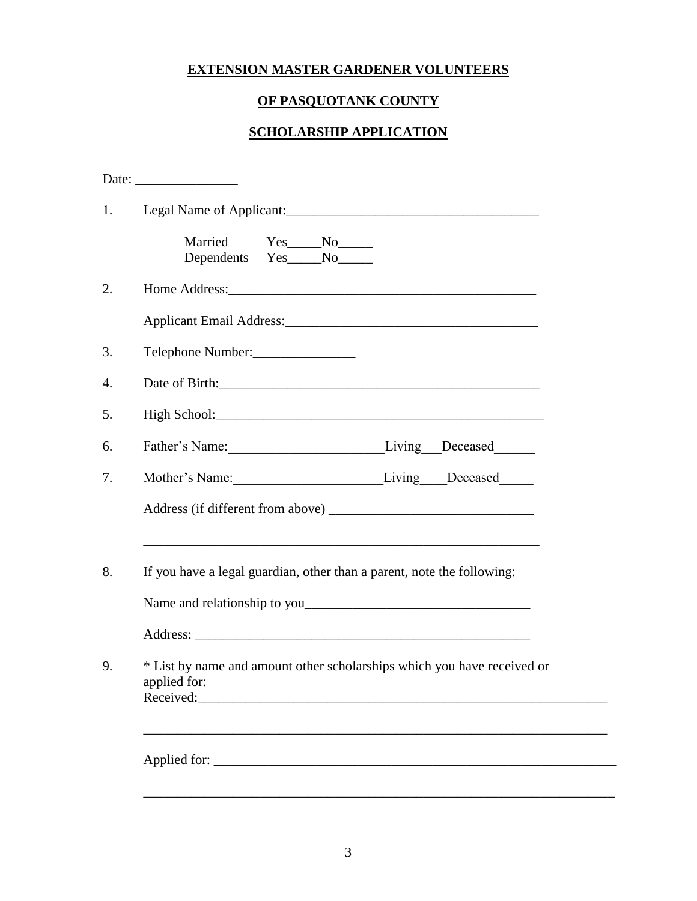**EXTENSION MASTER GARDENER VOLUNTEERS**

**OF PASQUOTANK COUNTY**

**SCHOLARSHIP APPLICATION**

Date: _______________

1. Legal Name of Applicant:_____________________________________

   Married Yes_____No_____
   Dependents Yes_____No_____

2. Home Address:_______________________________________________

   Applicant Email Address:_____________________________________

3. Telephone Number:_______________

4. Date of Birth:_______________________________________________

5. High School:________________________________________________

6. Father's Name:______________________Living___Deceased______

7. Mother's Name:_____________________Living____Deceased_____

   Address (if different from above) _____________________________

   ___________________________________________________________

8. If you have a legal guardian, other than a parent, note the following:

   Name and relationship to you_________________________________

   Address: __________________________________________________

9. * List by name and amount other scholarships which you have received or applied for:

   Received:_________________________________________________

   ___________________________________________________________

   Applied for: _______________________________________________

   ___________________________________________________________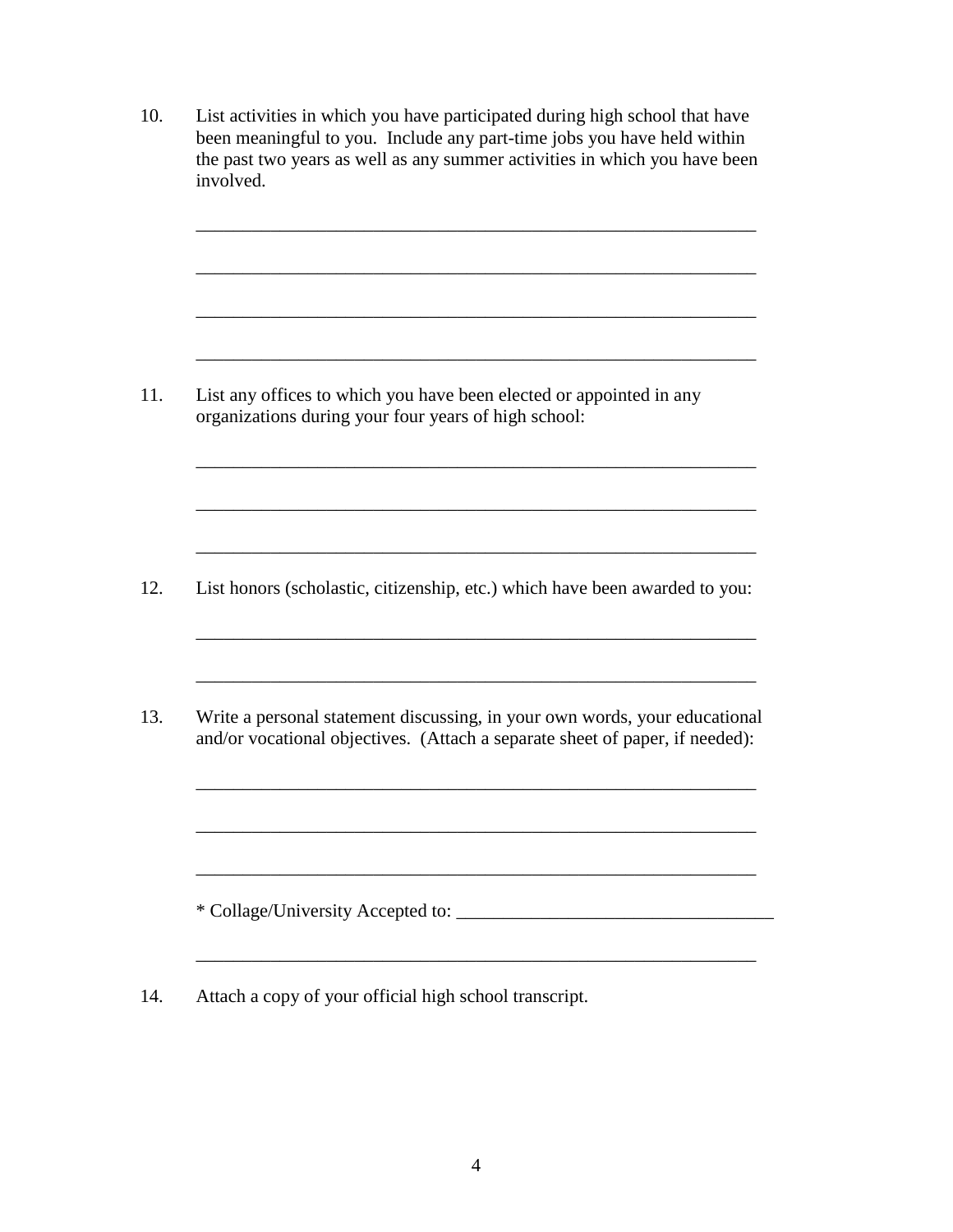10. List activities in which you have participated during high school that have been meaningful to you. Include any part-time jobs you have held within the past two years as well as any summer activities in which you have been involved.

    ______________________________________________________________

    ______________________________________________________________

    ______________________________________________________________

    ______________________________________________________________

11. List any offices to which you have been elected or appointed in any organizations during your four years of high school:

    ______________________________________________________________

    ______________________________________________________________

    ______________________________________________________________

12. List honors (scholastic, citizenship, etc.) which have been awarded to you:

    ______________________________________________________________

    ______________________________________________________________

13. Write a personal statement discussing, in your own words, your educational and/or vocational objectives. (Attach a separate sheet of paper, if needed):

    ______________________________________________________________

    ______________________________________________________________

    ______________________________________________________________

    * Collage/University Accepted to: __________________________________

    ______________________________________________________________

14. Attach a copy of your official high school transcript.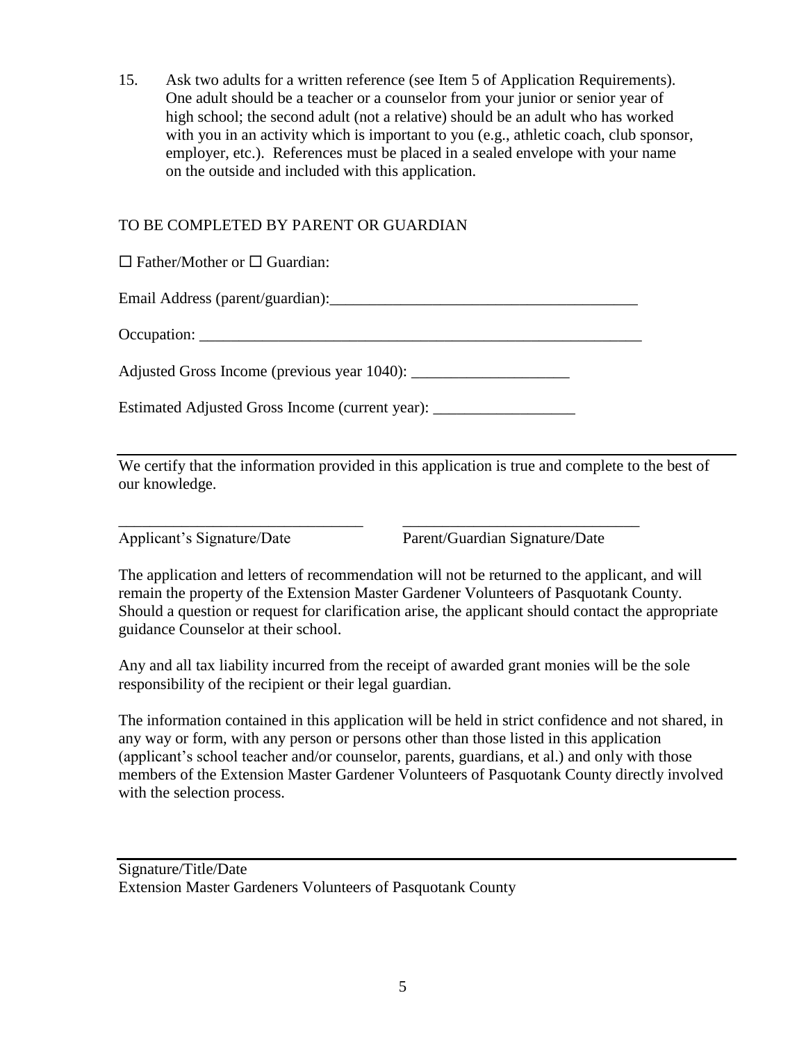15. Ask two adults for a written reference (see Item 5 of Application Requirements). One adult should be a teacher or a counselor from your junior or senior year of high school; the second adult (not a relative) should be an adult who has worked with you in an activity which is important to you (e.g., athletic coach, club sponsor, employer, etc.). References must be placed in a sealed envelope with your name on the outside and included with this application.

TO BE COMPLETED BY PARENT OR GUARDIAN

☐ Father/Mother or ☐ Guardian:

Email Address (parent/guardian):________________________________________

Occupation: __________________________________________________________

Adjusted Gross Income (previous year 1040): ____________________

Estimated Adjusted Gross Income (current year): __________________

---

We certify that the information provided in this application is true and complete to the best of our knowledge.

_______________________________ _____________________________

Applicant's Signature/Date Parent/Guardian Signature/Date

The application and letters of recommendation will not be returned to the applicant, and will remain the property of the Extension Master Gardener Volunteers of Pasquotank County. Should a question or request for clarification arise, the applicant should contact the appropriate guidance Counselor at their school.

Any and all tax liability incurred from the receipt of awarded grant monies will be the sole responsibility of the recipient or their legal guardian.

The information contained in this application will be held in strict confidence and not shared, in any way or form, with any person or persons other than those listed in this application (applicant's school teacher and/or counselor, parents, guardians, et al.) and only with those members of the Extension Master Gardener Volunteers of Pasquotank County directly involved with the selection process.

---

Signature/Title/Date
Extension Master Gardeners Volunteers of Pasquotank County